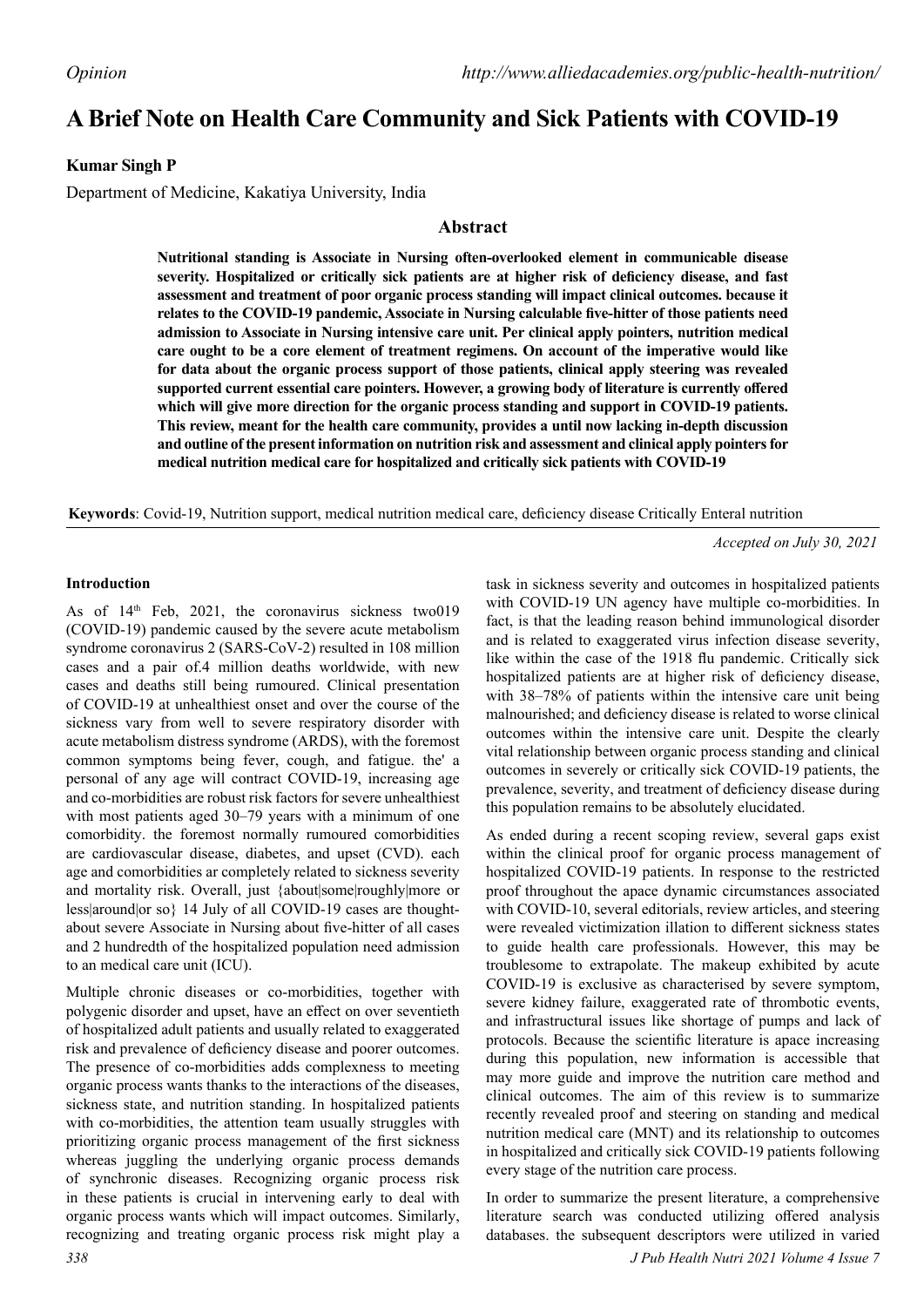*Opinion*

# A Brief Note on Health Care Community and Sick Patients with COVID-19

**Kumar Singh P**

Department of Medicine, Kakatiya University, India

## Abstract

**Nutritional standing is Associate in Nursing often-overlooked element in communicable disease severity. Hospitalized or critically sick patients are at higher risk of deficiency disease, and fast assessment and treatment of poor organic process standing will impact clinical outcomes. because it relates to the COVID-19 pandemic, Associate in Nursing calculable five-hitter of those patients need admission to Associate in Nursing intensive care unit. Per clinical apply pointers, nutrition medical care ought to be a core element of treatment regimens. On account of the imperative would like for data about the organic process support of those patients, clinical apply steering was revealed supported current essential care pointers. However, a growing body of literature is currently offered which will give more direction for the organic process standing and support in COVID-19 patients. This review, meant for the health care community, provides a until now lacking in-depth discussion and outline of the present information on nutrition risk and assessment and clinical apply pointers for medical nutrition medical care for hospitalized and critically sick patients with COVID-19**

**Keywords**: Covid-19, Nutrition support, medical nutrition medical care, deficiency disease Critically Enteral nutrition

*Accepted on July 30, 2021*

### Introduction

As of 14th Feb, 2021, the coronavirus sickness two019 (COVID-19) pandemic caused by the severe acute metabolism syndrome coronavirus 2 (SARS-CoV-2) resulted in 108 million cases and a pair of.4 million deaths worldwide, with new cases and deaths still being rumoured. Clinical presentation of COVID-19 at unhealthiest onset and over the course of the sickness vary from well to severe respiratory disorder with acute metabolism distress syndrome (ARDS), with the foremost common symptoms being fever, cough, and fatigue. the' a personal of any age will contract COVID-19, increasing age and co-morbidities are robust risk factors for severe unhealthiest with most patients aged 30–79 years with a minimum of one comorbidity. the foremost normally rumoured comorbidities are cardiovascular disease, diabetes, and upset (CVD). each age and comorbidities ar completely related to sickness severity and mortality risk. Overall, just {about|some|roughly|more or less|around|or so} 14 July of all COVID-19 cases are thought-about severe Associate in Nursing about five-hitter of all cases and 2 hundredth of the hospitalized population need admission to an medical care unit (ICU).

Multiple chronic diseases or co-morbidities, together with polygenic disorder and upset, have an effect on over seventieth of hospitalized adult patients and usually related to exaggerated risk and prevalence of deficiency disease and poorer outcomes. The presence of co-morbidities adds complexness to meeting organic process wants thanks to the interactions of the diseases, sickness state, and nutrition standing. In hospitalized patients with co-morbidities, the attention team usually struggles with prioritizing organic process management of the first sickness whereas juggling the underlying organic process demands of synchronic diseases. Recognizing organic process risk in these patients is crucial in intervening early to deal with organic process wants which will impact outcomes. Similarly, recognizing and treating organic process risk might play a task in sickness severity and outcomes in hospitalized patients with COVID-19 UN agency have multiple co-morbidities. In fact, is that the leading reason behind immunological disorder and is related to exaggerated virus infection disease severity, like within the case of the 1918 flu pandemic. Critically sick hospitalized patients are at higher risk of deficiency disease, with 38–78% of patients within the intensive care unit being malnourished; and deficiency disease is related to worse clinical outcomes within the intensive care unit. Despite the clearly vital relationship between organic process standing and clinical outcomes in severely or critically sick COVID-19 patients, the prevalence, severity, and treatment of deficiency disease during this population remains to be absolutely elucidated.

As ended during a recent scoping review, several gaps exist within the clinical proof for organic process management of hospitalized COVID-19 patients. In response to the restricted proof throughout the apace dynamic circumstances associated with COVID-10, several editorials, review articles, and steering were revealed victimization illation to different sickness states to guide health care professionals. However, this may be troublesome to extrapolate. The makeup exhibited by acute COVID-19 is exclusive as characterised by severe symptom, severe kidney failure, exaggerated rate of thrombotic events, and infrastructural issues like shortage of pumps and lack of protocols. Because the scientific literature is apace increasing during this population, new information is accessible that may more guide and improve the nutrition care method and clinical outcomes. The aim of this review is to summarize recently revealed proof and steering on standing and medical nutrition medical care (MNT) and its relationship to outcomes in hospitalized and critically sick COVID-19 patients following every stage of the nutrition care process.

In order to summarize the present literature, a comprehensive literature search was conducted utilizing offered analysis databases. the subsequent descriptors were utilized in varied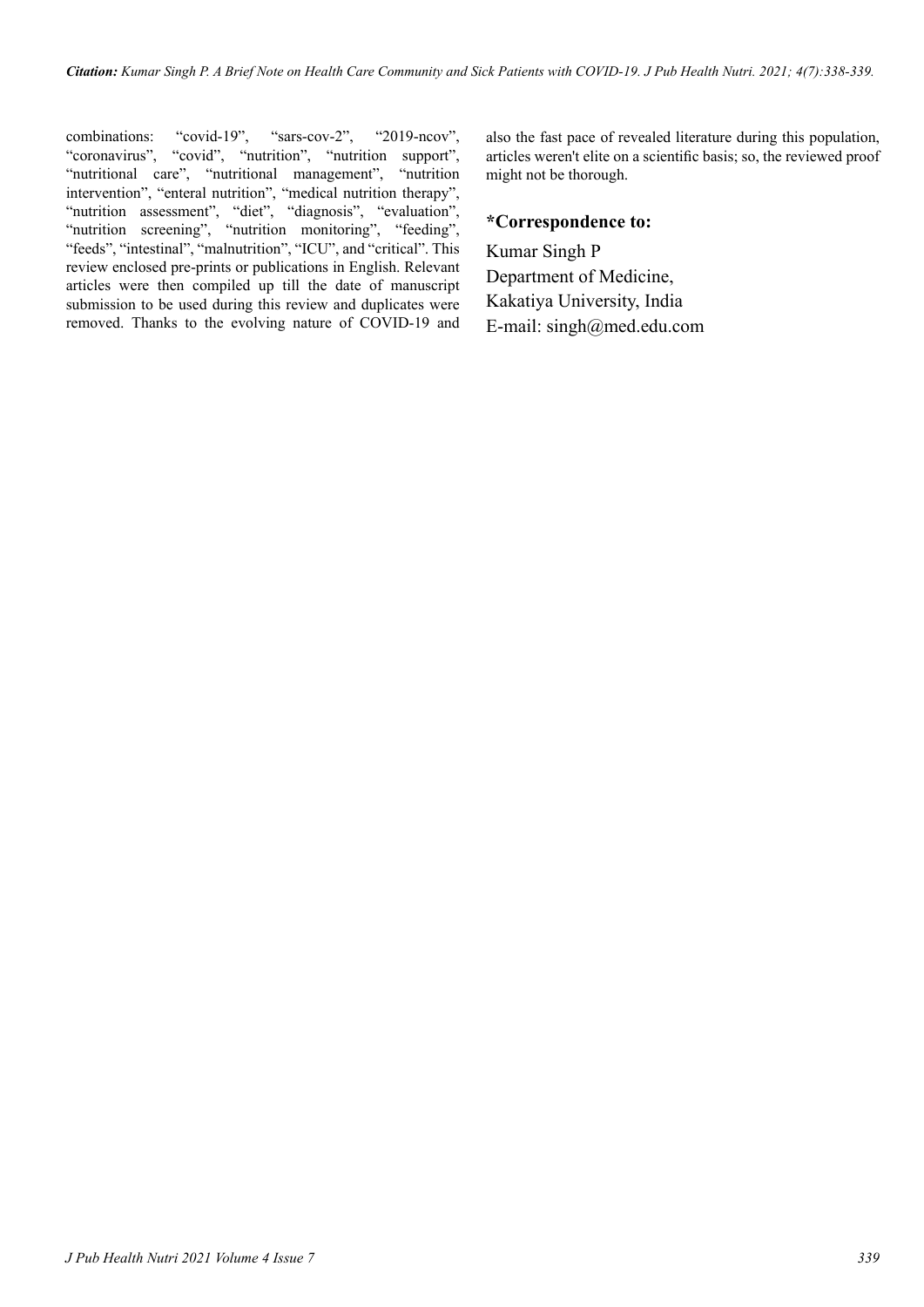combinations: "covid-19", "sars-cov-2", "2019-ncov", "coronavirus", "covid", "nutrition", "nutrition support", "nutritional care", "nutritional management", "nutrition intervention", "enteral nutrition", "medical nutrition therapy", "nutrition assessment", "diet", "diagnosis", "evaluation", "nutrition screening", "nutrition monitoring", "feeding", "feeds", "intestinal", "malnutrition", "ICU", and "critical". This review enclosed pre-prints or publications in English. Relevant articles were then compiled up till the date of manuscript submission to be used during this review and duplicates were removed. Thanks to the evolving nature of COVID-19 and also the fast pace of revealed literature during this population, articles weren't elite on a scientific basis; so, the reviewed proof might not be thorough.

## *Correspondence to:

Kumar Singh P
Department of Medicine,
Kakatiya University, India
E-mail: singh@med.edu.com